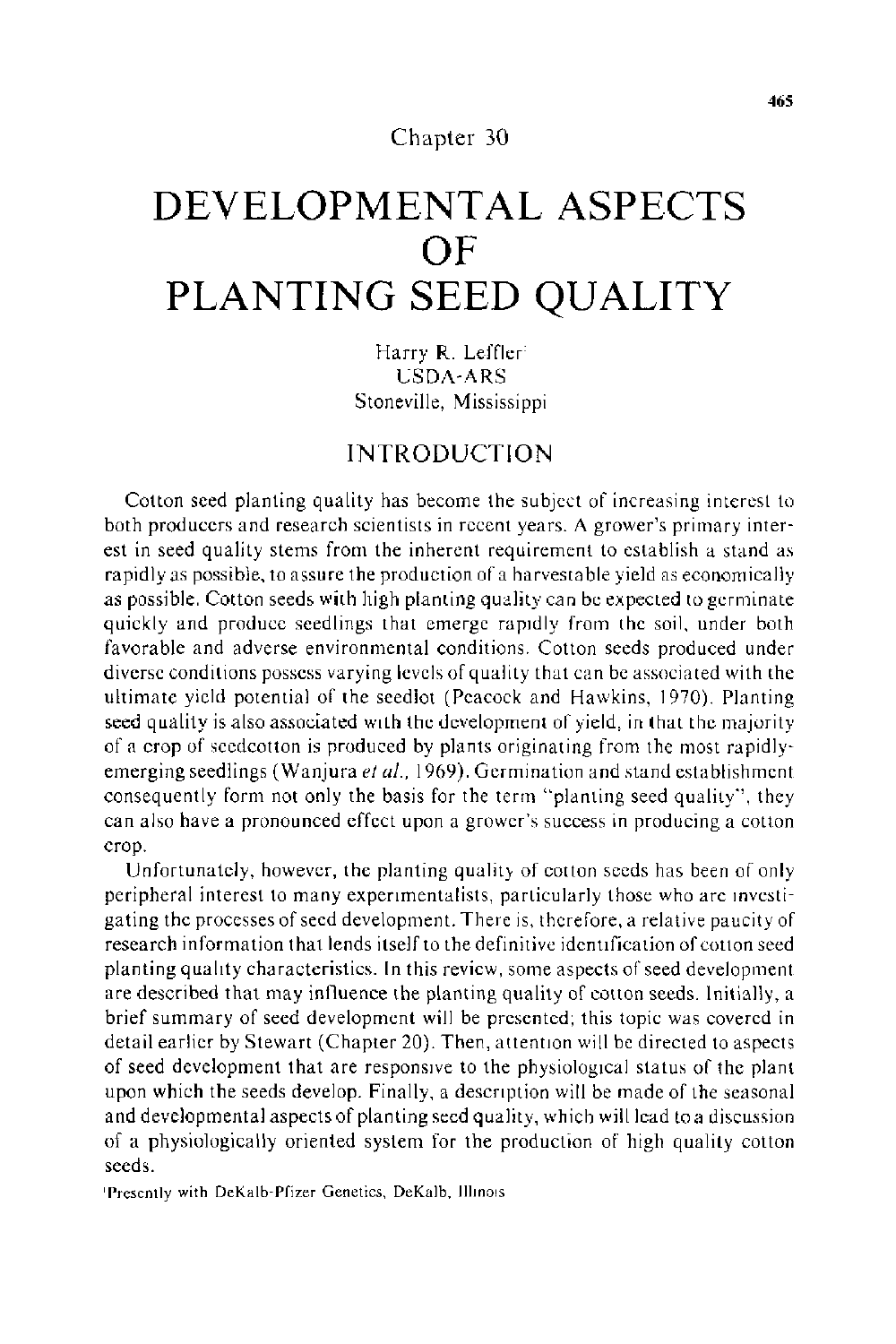Chapter 30

# DEVELOPMENTAL ASPECTS OF PLANTING SEED QUALITY

Harry R. Leffler[1]
USDA-ARS
Stoneville, Mississippi

## INTRODUCTION

Cotton seed planting quality has become the subject of increasing interest to both producers and research scientists in recent years. A grower's primary interest in seed quality stems from the inherent requirement to establish a stand as rapidly as possible, to assure the production of a harvestable yield as economically as possible. Cotton seeds with high planting quality can be expected to germinate quickly and produce seedlings that emerge rapidly from the soil, under both favorable and adverse environmental conditions. Cotton seeds produced under diverse conditions possess varying levels of quality that can be associated with the ultimate yield potential of the seedlot (Peacock and Hawkins, 1970). Planting seed quality is also associated with the development of yield, in that the majority of a crop of seedcotton is produced by plants originating from the most rapidly-emerging seedlings (Wanjura *et al.*, 1969). Germination and stand establishment consequently form not only the basis for the term "planting seed quality", they can also have a pronounced effect upon a grower's success in producing a cotton crop.

Unfortunately, however, the planting quality of cotton seeds has been of only peripheral interest to many experimentalists, particularly those who are investigating the processes of seed development. There is, therefore, a relative paucity of research information that lends itself to the definitive identification of cotton seed planting quality characteristics. In this review, some aspects of seed development are described that may influence the planting quality of cotton seeds. Initially, a brief summary of seed development will be presented; this topic was covered in detail earlier by Stewart (Chapter 20). Then, attention will be directed to aspects of seed development that are responsive to the physiological status of the plant upon which the seeds develop. Finally, a description will be made of the seasonal and developmental aspects of planting seed quality, which will lead to a discussion of a physiologically oriented system for the production of high quality cotton seeds.

[1]Presently with DeKalb-Pfizer Genetics, DeKalb, Illinois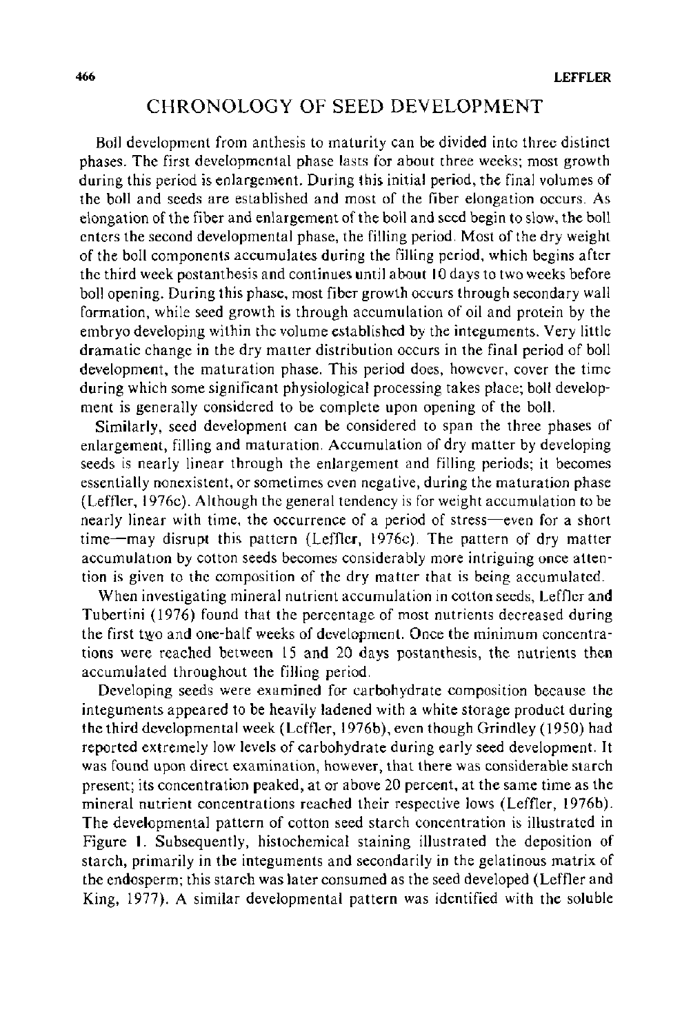## CHRONOLOGY OF SEED DEVELOPMENT

Boll development from anthesis to maturity can be divided into three distinct phases. The first developmental phase lasts for about three weeks; most growth during this period is enlargement. During this initial period, the final volumes of the boll and seeds are established and most of the fiber elongation occurs. As elongation of the fiber and enlargement of the boll and seed begin to slow, the boll enters the second developmental phase, the filling period. Most of the dry weight of the boll components accumulates during the filling period, which begins after the third week postanthesis and continues until about 10 days to two weeks before boll opening. During this phase, most fiber growth occurs through secondary wall formation, while seed growth is through accumulation of oil and protein by the embryo developing within the volume established by the integuments. Very little dramatic change in the dry matter distribution occurs in the final period of boll development, the maturation phase. This period does, however, cover the time during which some significant physiological processing takes place; boll development is generally considered to be complete upon opening of the boll.

Similarly, seed development can be considered to span the three phases of enlargement, filling and maturation. Accumulation of dry matter by developing seeds is nearly linear through the enlargement and filling periods; it becomes essentially nonexistent, or sometimes even negative, during the maturation phase (Leffler, 1976c). Although the general tendency is for weight accumulation to be nearly linear with time, the occurrence of a period of stress—even for a short time—may disrupt this pattern (Leffler, 1976c). The pattern of dry matter accumulation by cotton seeds becomes considerably more intriguing once attention is given to the composition of the dry matter that is being accumulated.

When investigating mineral nutrient accumulation in cotton seeds, Leffler and Tubertini (1976) found that the percentage of most nutrients decreased during the first two and one-half weeks of development. Once the minimum concentrations were reached between 15 and 20 days postanthesis, the nutrients then accumulated throughout the filling period.

Developing seeds were examined for carbohydrate composition because the integuments appeared to be heavily ladened with a white storage product during the third developmental week (Leffler, 1976b), even though Grindley (1950) had reported extremely low levels of carbohydrate during early seed development. It was found upon direct examination, however, that there was considerable starch present; its concentration peaked, at or above 20 percent, at the same time as the mineral nutrient concentrations reached their respective lows (Leffler, 1976b). The developmental pattern of cotton seed starch concentration is illustrated in Figure 1. Subsequently, histochemical staining illustrated the deposition of starch, primarily in the integuments and secondarily in the gelatinous matrix of the endosperm; this starch was later consumed as the seed developed (Leffler and King, 1977). A similar developmental pattern was identified with the soluble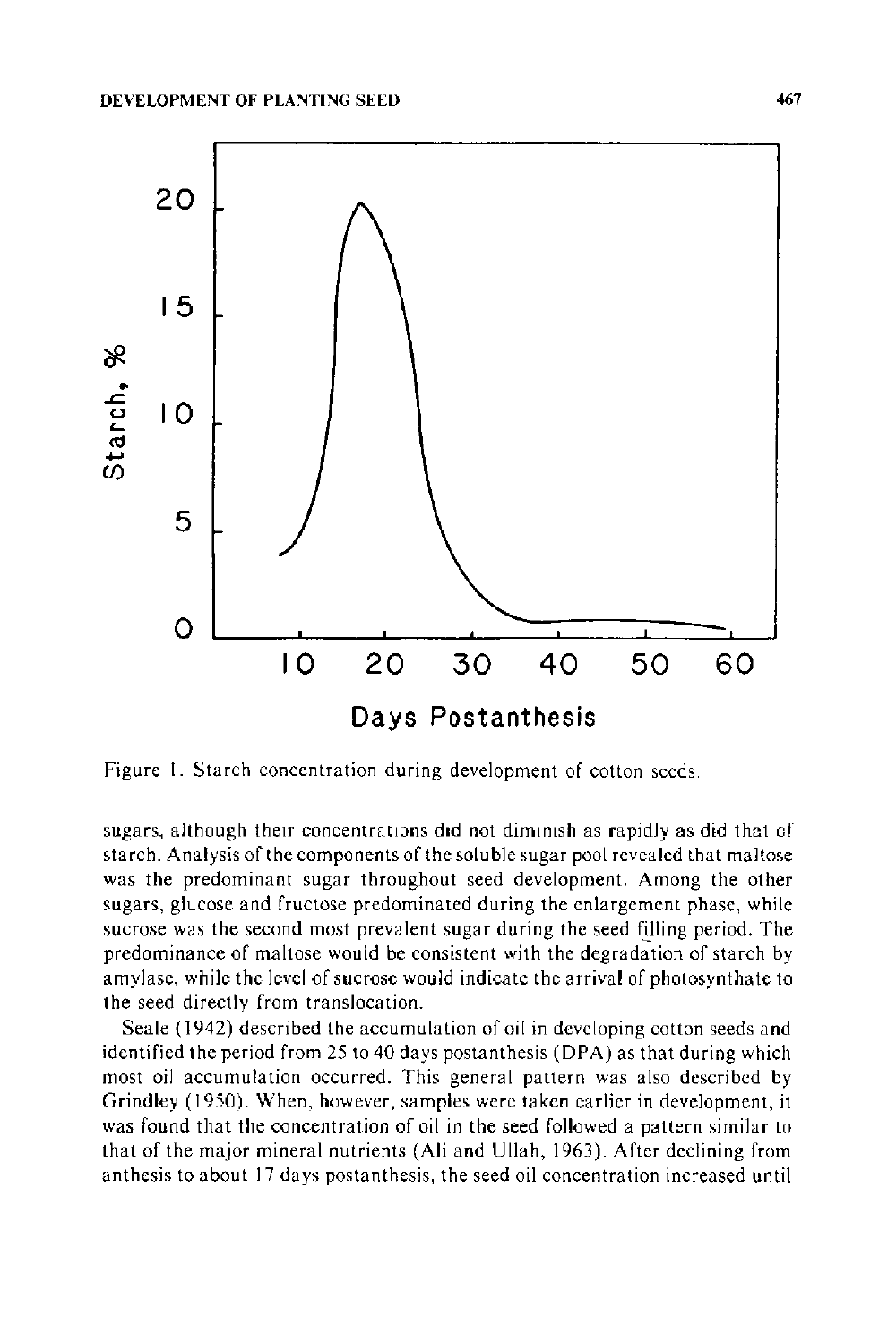Figure 1. Starch concentration during development of cotton seeds.

sugars, although their concentrations did not diminish as rapidly as did that of starch. Analysis of the components of the soluble sugar pool revealed that maltose was the predominant sugar throughout seed development. Among the other sugars, glucose and fructose predominated during the enlargement phase, while sucrose was the second most prevalent sugar during the seed filling period. The predominance of maltose would be consistent with the degradation of starch by amylase, while the level of sucrose would indicate the arrival of photosynthate to the seed directly from translocation.

Seale (1942) described the accumulation of oil in developing cotton seeds and identified the period from 25 to 40 days postanthesis (DPA) as that during which most oil accumulation occurred. This general pattern was also described by Grindley (1950). When, however, samples were taken earlier in development, it was found that the concentration of oil in the seed followed a pattern similar to that of the major mineral nutrients (Ali and Ullah, 1963). After declining from anthesis to about 17 days postanthesis, the seed oil concentration increased until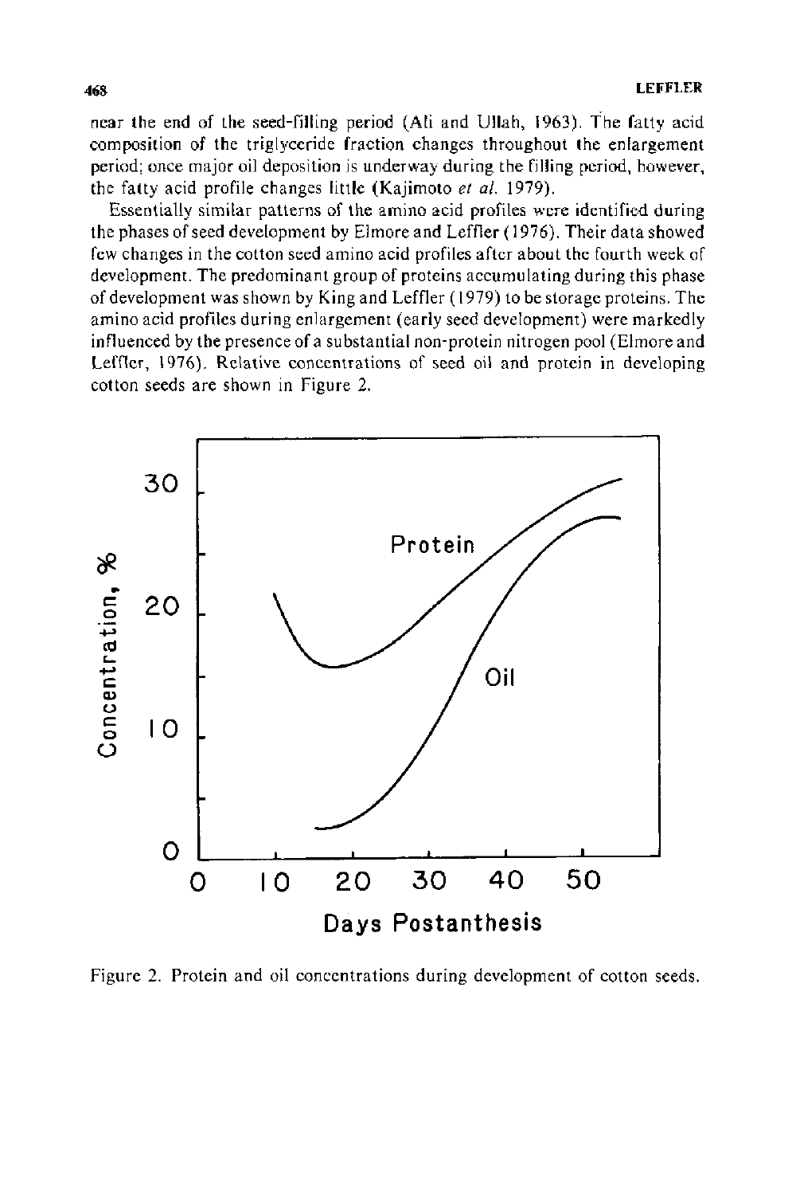near the end of the seed-filling period (Ali and Ullah, 1963). The fatty acid composition of the triglyceride fraction changes throughout the enlargement period; once major oil deposition is underway during the filling period, however, the fatty acid profile changes little (Kajimoto *et al.* 1979).

Essentially similar patterns of the amino acid profiles were identified during the phases of seed development by Elmore and Leffler (1976). Their data showed few changes in the cotton seed amino acid profiles after about the fourth week of development. The predominant group of proteins accumulating during this phase of development was shown by King and Leffler (1979) to be storage proteins. The amino acid profiles during enlargement (early seed development) were markedly influenced by the presence of a substantial non-protein nitrogen pool (Elmore and Leffler, 1976). Relative concentrations of seed oil and protein in developing cotton seeds are shown in Figure 2.

Figure 2. Protein and oil concentrations during development of cotton seeds.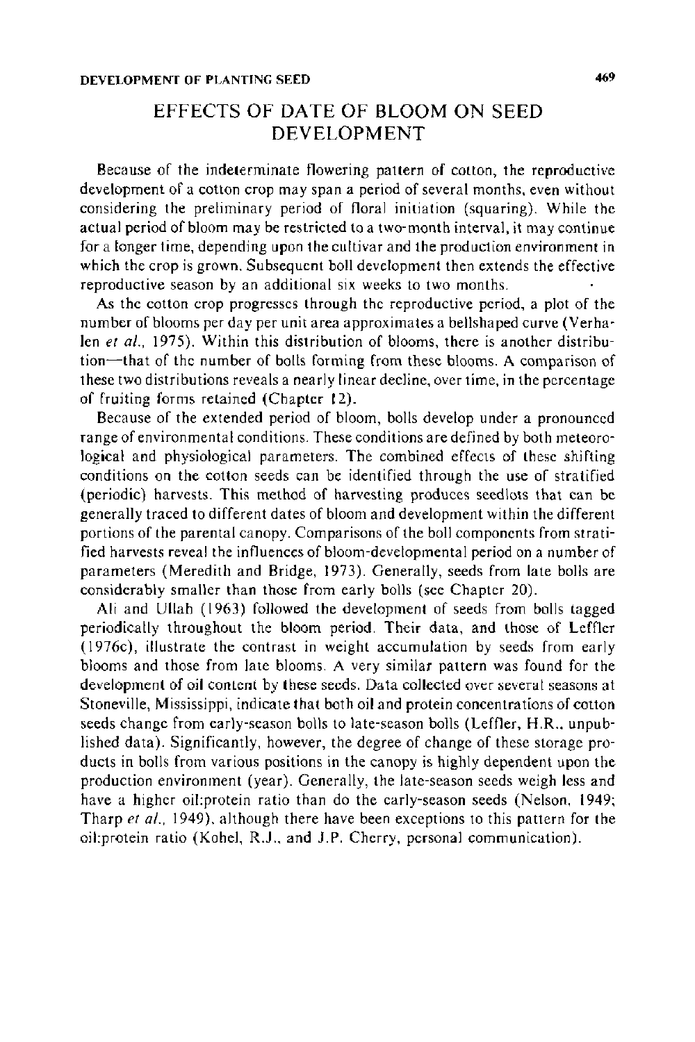## EFFECTS OF DATE OF BLOOM ON SEED DEVELOPMENT

Because of the indeterminate flowering pattern of cotton, the reproductive development of a cotton crop may span a period of several months, even without considering the preliminary period of floral initiation (squaring). While the actual period of bloom may be restricted to a two-month interval, it may continue for a longer time, depending upon the cultivar and the production environment in which the crop is grown. Subsequent boll development then extends the effective reproductive season by an additional six weeks to two months.

As the cotton crop progresses through the reproductive period, a plot of the number of blooms per day per unit area approximates a bellshaped curve (Verhalen *et al.*, 1975). Within this distribution of blooms, there is another distribution—that of the number of bolls forming from these blooms. A comparison of these two distributions reveals a nearly linear decline, over time, in the percentage of fruiting forms retained (Chapter 12).

Because of the extended period of bloom, bolls develop under a pronounced range of environmental conditions. These conditions are defined by both meteorological and physiological parameters. The combined effects of these shifting conditions on the cotton seeds can be identified through the use of stratified (periodic) harvests. This method of harvesting produces seedlots that can be generally traced to different dates of bloom and development within the different portions of the parental canopy. Comparisons of the boll components from stratified harvests reveal the influences of bloom-developmental period on a number of parameters (Meredith and Bridge, 1973). Generally, seeds from late bolls are considerably smaller than those from early bolls (see Chapter 20).

Ali and Ullah (1963) followed the development of seeds from bolls tagged periodically throughout the bloom period. Their data, and those of Leffler (1976c), illustrate the contrast in weight accumulation by seeds from early blooms and those from late blooms. A very similar pattern was found for the development of oil content by these seeds. Data collected over several seasons at Stoneville, Mississippi, indicate that both oil and protein concentrations of cotton seeds change from early-season bolls to late-season bolls (Leffler, H.R., unpublished data). Significantly, however, the degree of change of these storage products in bolls from various positions in the canopy is highly dependent upon the production environment (year). Generally, the late-season seeds weigh less and have a higher oil:protein ratio than do the early-season seeds (Nelson, 1949; Tharp *et al.*, 1949), although there have been exceptions to this pattern for the oil:protein ratio (Kohel, R.J., and J.P. Cherry, personal communication).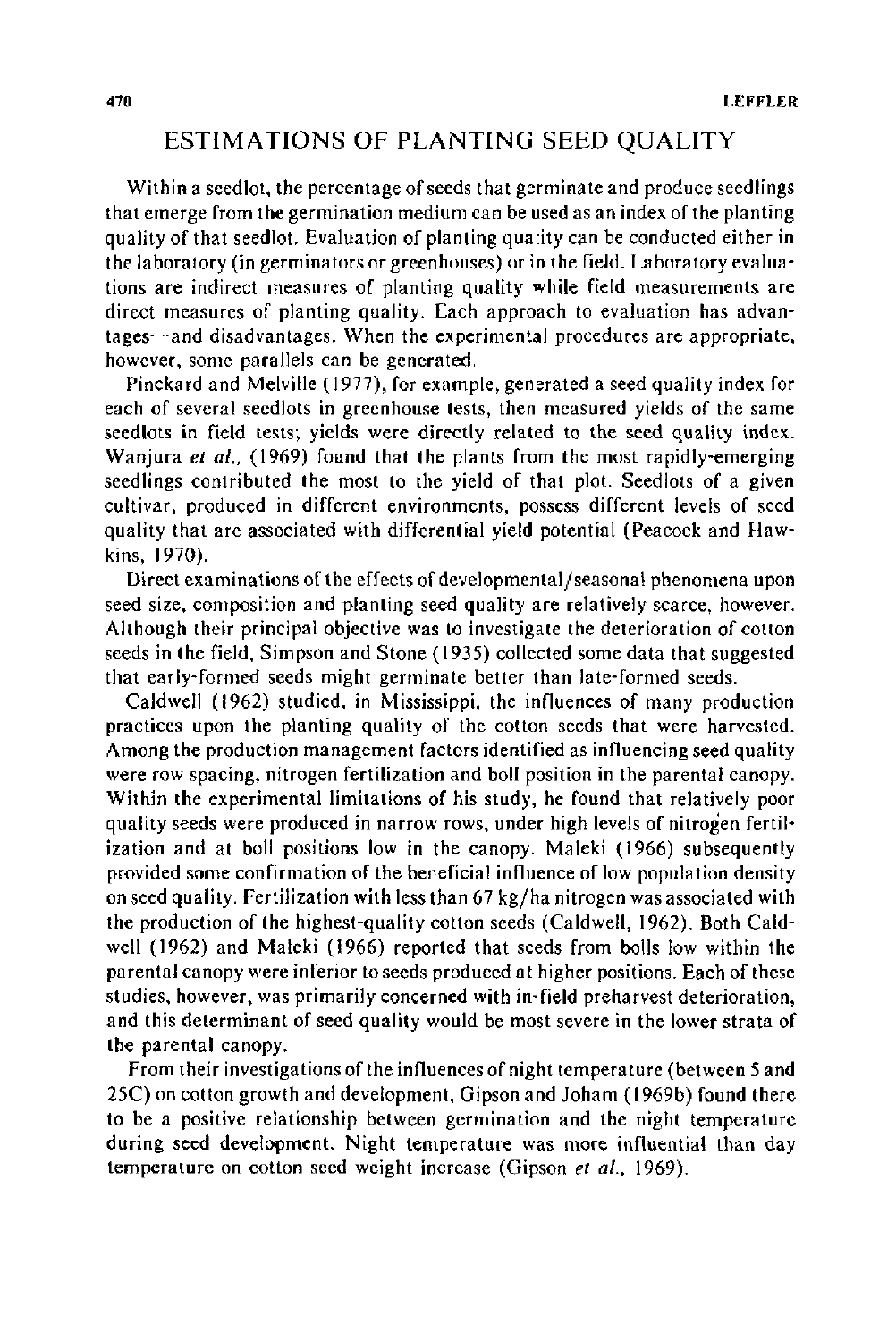## ESTIMATIONS OF PLANTING SEED QUALITY

Within a seedlot, the percentage of seeds that germinate and produce seedlings that emerge from the germination medium can be used as an index of the planting quality of that seedlot. Evaluation of planting quality can be conducted either in the laboratory (in germinators or greenhouses) or in the field. Laboratory evaluations are indirect measures of planting quality while field measurements are direct measures of planting quality. Each approach to evaluation has advantages—and disadvantages. When the experimental procedures are appropriate, however, some parallels can be generated.

Pinckard and Melville (1977), for example, generated a seed quality index for each of several seedlots in greenhouse tests, then measured yields of the same seedlots in field tests; yields were directly related to the seed quality index. Wanjura *et al.*, (1969) found that the plants from the most rapidly-emerging seedlings contributed the most to the yield of that plot. Seedlots of a given cultivar, produced in different environments, possess different levels of seed quality that are associated with differential yield potential (Peacock and Hawkins, 1970).

Direct examinations of the effects of developmental/seasonal phenomena upon seed size, composition and planting seed quality are relatively scarce, however. Although their principal objective was to investigate the deterioration of cotton seeds in the field, Simpson and Stone (1935) collected some data that suggested that early-formed seeds might germinate better than late-formed seeds.

Caldwell (1962) studied, in Mississippi, the influences of many production practices upon the planting quality of the cotton seeds that were harvested. Among the production management factors identified as influencing seed quality were row spacing, nitrogen fertilization and boll position in the parental canopy. Within the experimental limitations of his study, he found that relatively poor quality seeds were produced in narrow rows, under high levels of nitrogen fertilization and at boll positions low in the canopy. Maleki (1966) subsequently provided some confirmation of the beneficial influence of low population density on seed quality. Fertilization with less than 67 kg/ha nitrogen was associated with the production of the highest-quality cotton seeds (Caldwell, 1962). Both Caldwell (1962) and Maleki (1966) reported that seeds from bolls low within the parental canopy were inferior to seeds produced at higher positions. Each of these studies, however, was primarily concerned with in-field preharvest deterioration, and this determinant of seed quality would be most severe in the lower strata of the parental canopy.

From their investigations of the influences of night temperature (between 5 and 25C) on cotton growth and development, Gipson and Joham (1969b) found there to be a positive relationship between germination and the night temperature during seed development. Night temperature was more influential than day temperature on cotton seed weight increase (Gipson *et al.*, 1969).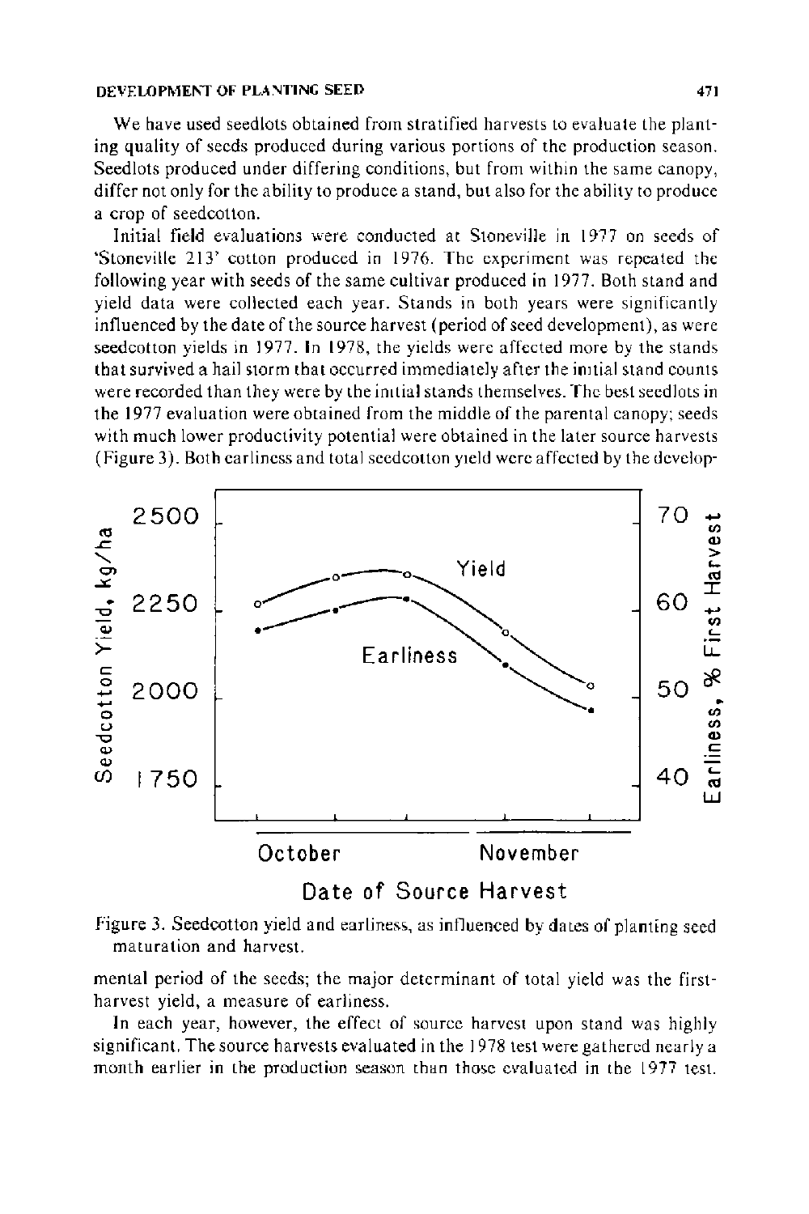We have used seedlots obtained from stratified harvests to evaluate the planting quality of seeds produced during various portions of the production season. Seedlots produced under differing conditions, but from within the same canopy, differ not only for the ability to produce a stand, but also for the ability to produce a crop of seedcotton.

Initial field evaluations were conducted at Stoneville in 1977 on seeds of 'Stoneville 213' cotton produced in 1976. The experiment was repeated the following year with seeds of the same cultivar produced in 1977. Both stand and yield data were collected each year. Stands in both years were significantly influenced by the date of the source harvest (period of seed development), as were seedcotton yields in 1977. In 1978, the yields were affected more by the stands that survived a hail storm that occurred immediately after the initial stand counts were recorded than they were by the initial stands themselves. The best seedlots in the 1977 evaluation were obtained from the middle of the parental canopy; seeds with much lower productivity potential were obtained in the later source harvests (Figure 3). Both earliness and total seedcotton yield were affected by the developmental period of the seeds; the major determinant of total yield was the first-harvest yield, a measure of earliness.

Figure 3. Seedcotton yield and earliness, as influenced by dates of planting seed maturation and harvest.

In each year, however, the effect of source harvest upon stand was highly significant. The source harvests evaluated in the 1978 test were gathered nearly a month earlier in the production season than those evaluated in the 1977 test.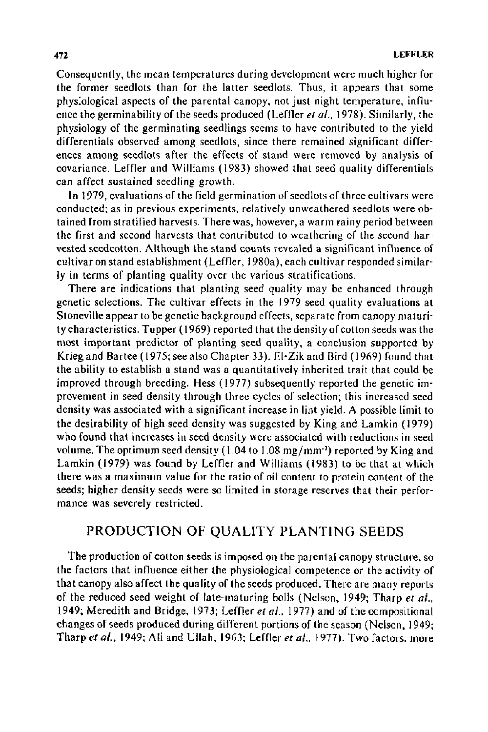Consequently, the mean temperatures during development were much higher for the former seedlots than for the latter seedlots. Thus, it appears that some physiological aspects of the parental canopy, not just night temperature, influence the germinability of the seeds produced (Leffler *et al.*, 1978). Similarly, the physiology of the germinating seedlings seems to have contributed to the yield differentials observed among seedlots, since there remained significant differences among seedlots after the effects of stand were removed by analysis of covariance. Leffler and Williams (1983) showed that seed quality differentials can affect sustained seedling growth.

In 1979, evaluations of the field germination of seedlots of three cultivars were conducted; as in previous experiments, relatively unweathered seedlots were obtained from stratified harvests. There was, however, a warm rainy period between the first and second harvests that contributed to weathering of the second-harvested seedcotton. Although the stand counts revealed a significant influence of cultivar on stand establishment (Leffler, 1980a), each cultivar responded similarly in terms of planting quality over the various stratifications.

There are indications that planting seed quality may be enhanced through genetic selections. The cultivar effects in the 1979 seed quality evaluations at Stoneville appear to be genetic background effects, separate from canopy maturity characteristics. Tupper (1969) reported that the density of cotton seeds was the most important predictor of planting seed quality, a conclusion supported by Krieg and Bartee (1975; see also Chapter 33). El-Zik and Bird (1969) found that the ability to establish a stand was a quantitatively inherited trait that could be improved through breeding. Hess (1977) subsequently reported the genetic improvement in seed density through three cycles of selection; this increased seed density was associated with a significant increase in lint yield. A possible limit to the desirability of high seed density was suggested by King and Lamkin (1979) who found that increases in seed density were associated with reductions in seed volume. The optimum seed density (1.04 to 1.08 $mg/mm^{-3}$) reported by King and Lamkin (1979) was found by Leffler and Williams (1983) to be that at which there was a maximum value for the ratio of oil content to protein content of the seeds; higher density seeds were so limited in storage reserves that their performance was severely restricted.

## PRODUCTION OF QUALITY PLANTING SEEDS

The production of cotton seeds is imposed on the parental canopy structure, so the factors that influence either the physiological competence or the activity of that canopy also affect the quality of the seeds produced. There are many reports of the reduced seed weight of late-maturing bolls (Nelson, 1949; Tharp *et al.*, 1949; Meredith and Bridge, 1973; Leffler *et al.*, 1977) and of the compositional changes of seeds produced during different portions of the season (Nelson, 1949; Tharp *et al.*, 1949; Ali and Ullah, 1963; Leffler *et al.*, 1977). Two factors, more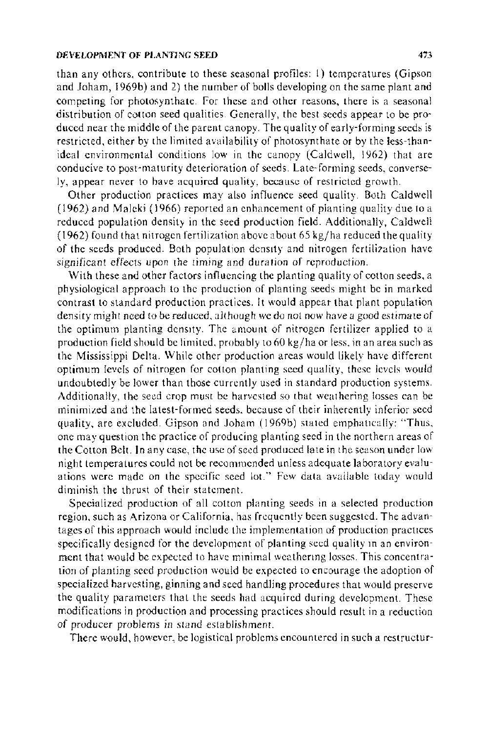than any others, contribute to these seasonal profiles: 1) temperatures (Gipson and Joham, 1969b) and 2) the number of bolls developing on the same plant and competing for photosynthate. For these and other reasons, there is a seasonal distribution of cotton seed qualities. Generally, the best seeds appear to be produced near the middle of the parent canopy. The quality of early-forming seeds is restricted, either by the limited availability of photosynthate or by the less-than-ideal environmental conditions low in the canopy (Caldwell, 1962) that are conducive to post-maturity deterioration of seeds. Late-forming seeds, conversely, appear never to have acquired quality, because of restricted growth.

Other production practices may also influence seed quality. Both Caldwell (1962) and Maleki (1966) reported an enhancement of planting quality due to a reduced population density in the seed production field. Additionally, Caldwell (1962) found that nitrogen fertilization above about 65 kg/ha reduced the quality of the seeds produced. Both population density and nitrogen fertilization have significant effects upon the timing and duration of reproduction.

With these and other factors influencing the planting quality of cotton seeds, a physiological approach to the production of planting seeds might be in marked contrast to standard production practices. It would appear that plant population density might need to be reduced, although we do not now have a good estimate of the optimum planting density. The amount of nitrogen fertilizer applied to a production field should be limited, probably to 60 kg/ha or less, in an area such as the Mississippi Delta. While other production areas would likely have different optimum levels of nitrogen for cotton planting seed quality, these levels would undoubtedly be lower than those currently used in standard production systems. Additionally, the seed crop must be harvested so that weathering losses can be minimized and the latest-formed seeds, because of their inherently inferior seed quality, are excluded. Gipson and Joham (1969b) stated emphatically: "Thus, one may question the practice of producing planting seed in the northern areas of the Cotton Belt. In any case, the use of seed produced late in the season under low night temperatures could not be recommended unless adequate laboratory evaluations were made on the specific seed lot." Few data available today would diminish the thrust of their statement.

Specialized production of all cotton planting seeds in a selected production region, such as Arizona or California, has frequently been suggested. The advantages of this approach would include the implementation of production practices specifically designed for the development of planting seed quality in an environment that would be expected to have minimal weathering losses. This concentration of planting seed production would be expected to encourage the adoption of specialized harvesting, ginning and seed handling procedures that would preserve the quality parameters that the seeds had acquired during development. These modifications in production and processing practices should result in a reduction of producer problems in stand establishment.

There would, however, be logistical problems encountered in such a restructur-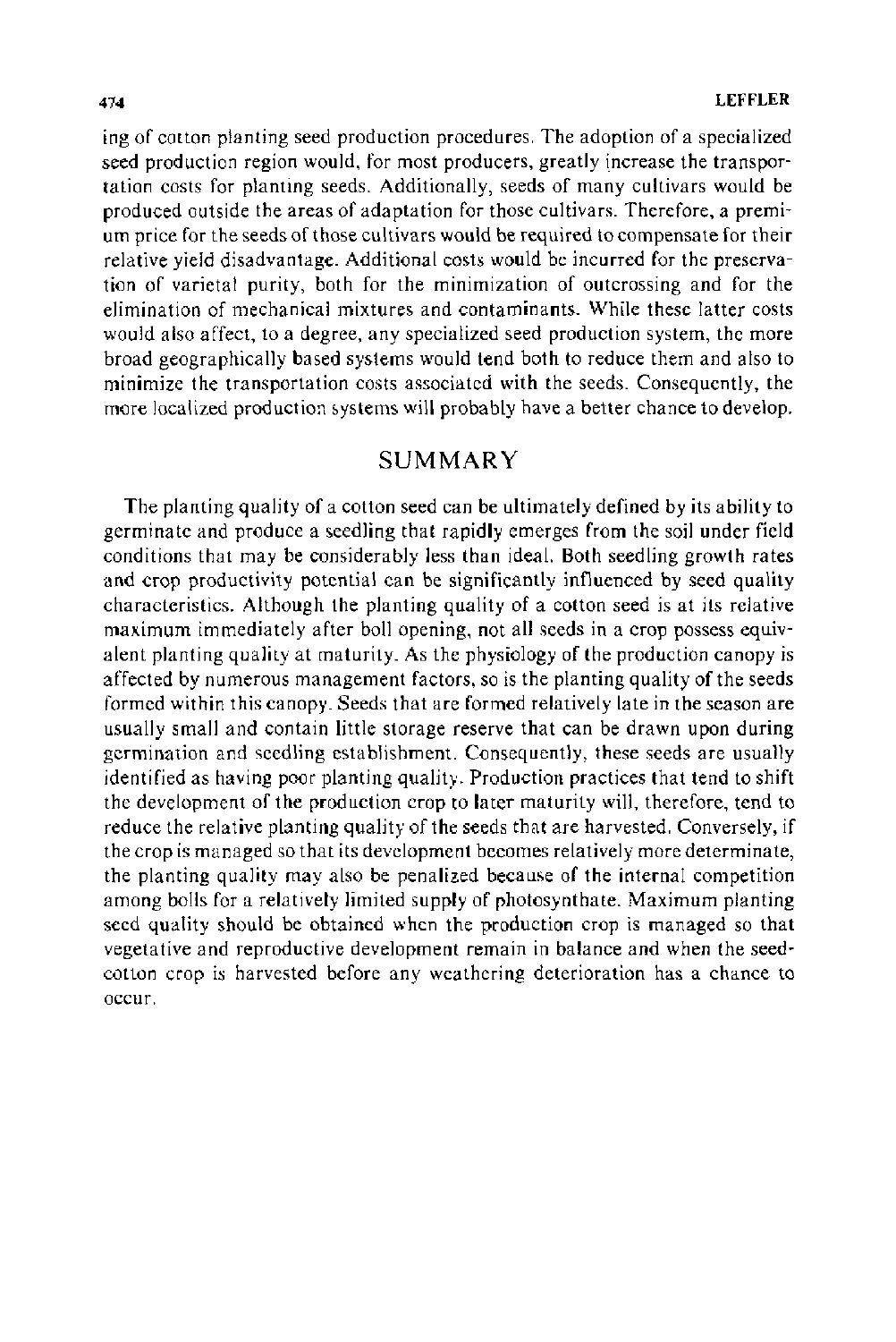ing of cotton planting seed production procedures. The adoption of a specialized seed production region would, for most producers, greatly increase the transportation costs for planting seeds. Additionally, seeds of many cultivars would be produced outside the areas of adaptation for those cultivars. Therefore, a premium price for the seeds of those cultivars would be required to compensate for their relative yield disadvantage. Additional costs would be incurred for the preservation of varietal purity, both for the minimization of outcrossing and for the elimination of mechanical mixtures and contaminants. While these latter costs would also affect, to a degree, any specialized seed production system, the more broad geographically based systems would tend both to reduce them and also to minimize the transportation costs associated with the seeds. Consequently, the more localized production systems will probably have a better chance to develop.

## SUMMARY

The planting quality of a cotton seed can be ultimately defined by its ability to germinate and produce a seedling that rapidly emerges from the soil under field conditions that may be considerably less than ideal. Both seedling growth rates and crop productivity potential can be significantly influenced by seed quality characteristics. Although the planting quality of a cotton seed is at its relative maximum immediately after boll opening, not all seeds in a crop possess equivalent planting quality at maturity. As the physiology of the production canopy is affected by numerous management factors, so is the planting quality of the seeds formed within this canopy. Seeds that are formed relatively late in the season are usually small and contain little storage reserve that can be drawn upon during germination and seedling establishment. Consequently, these seeds are usually identified as having poor planting quality. Production practices that tend to shift the development of the production crop to later maturity will, therefore, tend to reduce the relative planting quality of the seeds that are harvested. Conversely, if the crop is managed so that its development becomes relatively more determinate, the planting quality may also be penalized because of the internal competition among bolls for a relatively limited supply of photosynthate. Maximum planting seed quality should be obtained when the production crop is managed so that vegetative and reproductive development remain in balance and when the seed-cotton crop is harvested before any weathering deterioration has a chance to occur.